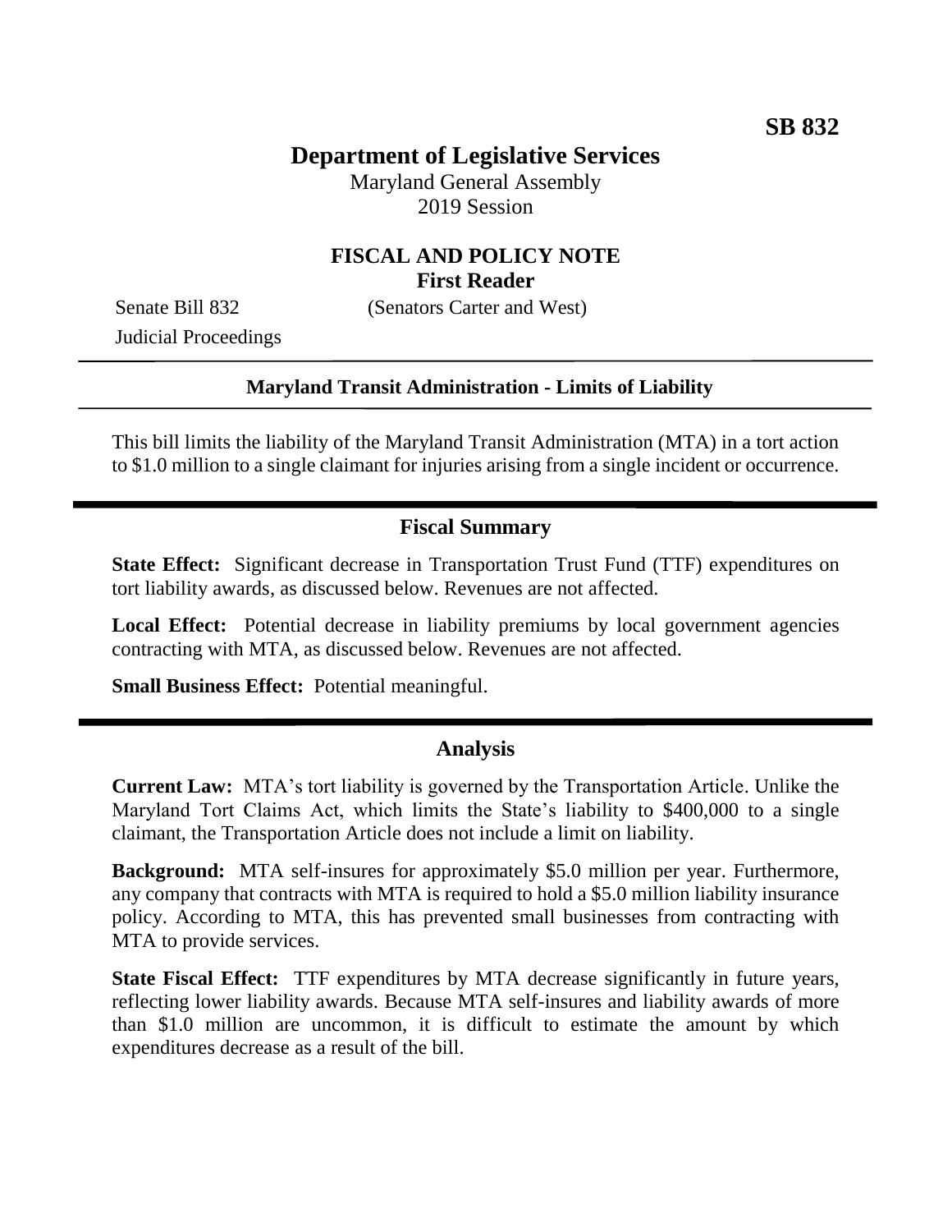**SB 832**

# Department of Legislative Services

Maryland General Assembly
2019 Session

## FISCAL AND POLICY NOTE
**First Reader**

Senate Bill 832 (Senators Carter and West)
Judicial Proceedings

---

**Maryland Transit Administration - Limits of Liability**

---

This bill limits the liability of the Maryland Transit Administration (MTA) in a tort action to $1.0 million to a single claimant for injuries arising from a single incident or occurrence.

---

## Fiscal Summary

**State Effect:** Significant decrease in Transportation Trust Fund (TTF) expenditures on tort liability awards, as discussed below. Revenues are not affected.

**Local Effect:** Potential decrease in liability premiums by local government agencies contracting with MTA, as discussed below. Revenues are not affected.

**Small Business Effect:** Potential meaningful.

---

## Analysis

**Current Law:** MTA's tort liability is governed by the Transportation Article. Unlike the Maryland Tort Claims Act, which limits the State's liability to $400,000 to a single claimant, the Transportation Article does not include a limit on liability.

**Background:** MTA self-insures for approximately $5.0 million per year. Furthermore, any company that contracts with MTA is required to hold a $5.0 million liability insurance policy. According to MTA, this has prevented small businesses from contracting with MTA to provide services.

**State Fiscal Effect:** TTF expenditures by MTA decrease significantly in future years, reflecting lower liability awards. Because MTA self-insures and liability awards of more than $1.0 million are uncommon, it is difficult to estimate the amount by which expenditures decrease as a result of the bill.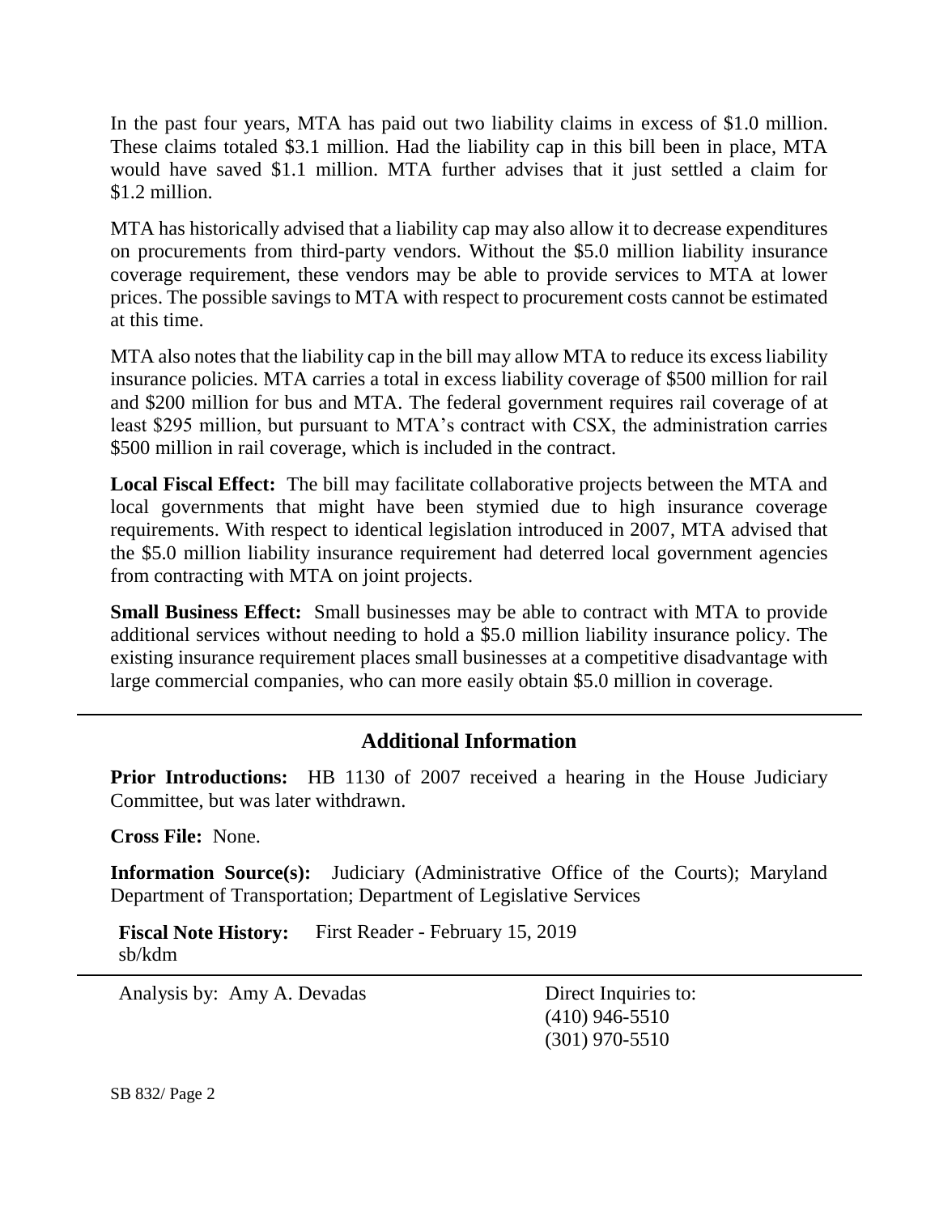In the past four years, MTA has paid out two liability claims in excess of $1.0 million. These claims totaled $3.1 million. Had the liability cap in this bill been in place, MTA would have saved $1.1 million. MTA further advises that it just settled a claim for $1.2 million.

MTA has historically advised that a liability cap may also allow it to decrease expenditures on procurements from third-party vendors. Without the $5.0 million liability insurance coverage requirement, these vendors may be able to provide services to MTA at lower prices. The possible savings to MTA with respect to procurement costs cannot be estimated at this time.

MTA also notes that the liability cap in the bill may allow MTA to reduce its excess liability insurance policies. MTA carries a total in excess liability coverage of $500 million for rail and $200 million for bus and MTA. The federal government requires rail coverage of at least $295 million, but pursuant to MTA's contract with CSX, the administration carries $500 million in rail coverage, which is included in the contract.

**Local Fiscal Effect:** The bill may facilitate collaborative projects between the MTA and local governments that might have been stymied due to high insurance coverage requirements. With respect to identical legislation introduced in 2007, MTA advised that the $5.0 million liability insurance requirement had deterred local government agencies from contracting with MTA on joint projects.

**Small Business Effect:** Small businesses may be able to contract with MTA to provide additional services without needing to hold a $5.0 million liability insurance policy. The existing insurance requirement places small businesses at a competitive disadvantage with large commercial companies, who can more easily obtain $5.0 million in coverage.

## Additional Information

**Prior Introductions:** HB 1130 of 2007 received a hearing in the House Judiciary Committee, but was later withdrawn.

**Cross File:** None.

**Information Source(s):** Judiciary (Administrative Office of the Courts); Maryland Department of Transportation; Department of Legislative Services

**Fiscal Note History:** First Reader - February 15, 2019
sb/kdm

Analysis by: Amy A. Devadas

Direct Inquiries to:
(410) 946-5510
(301) 970-5510